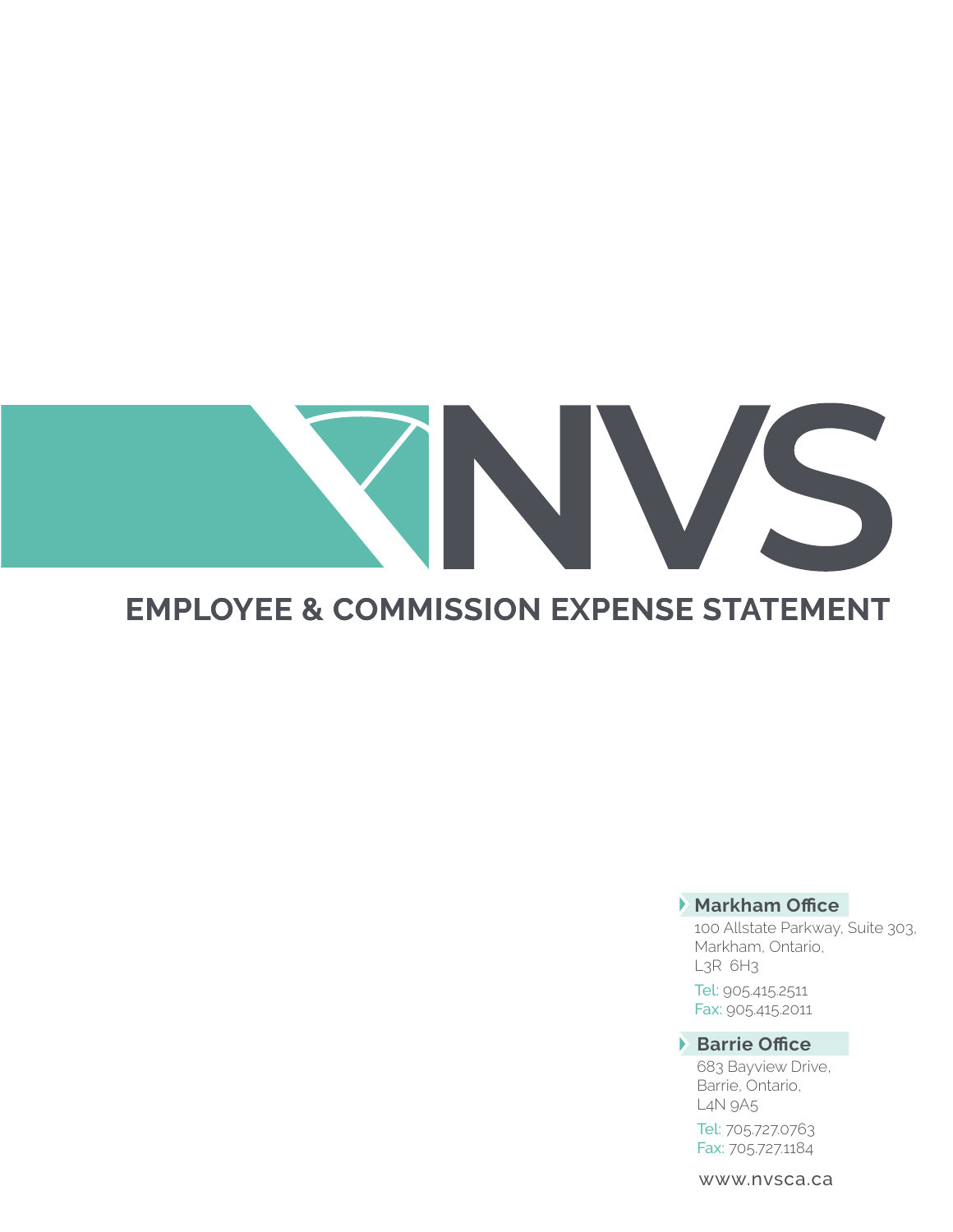# NVS

## EMPLOYEE & COMMISSION EXPENSE STATEMENT

**Markham Office**

100 Allstate Parkway, Suite 303,
Markham, Ontario,
L3R 6H3

Tel: 905.415.2511
Fax: 905.415.2011

**Barrie Office**

683 Bayview Drive,
Barrie, Ontario,
L4N 9A5

Tel: 705.727.0763
Fax: 705.727.1184

www.nvsca.ca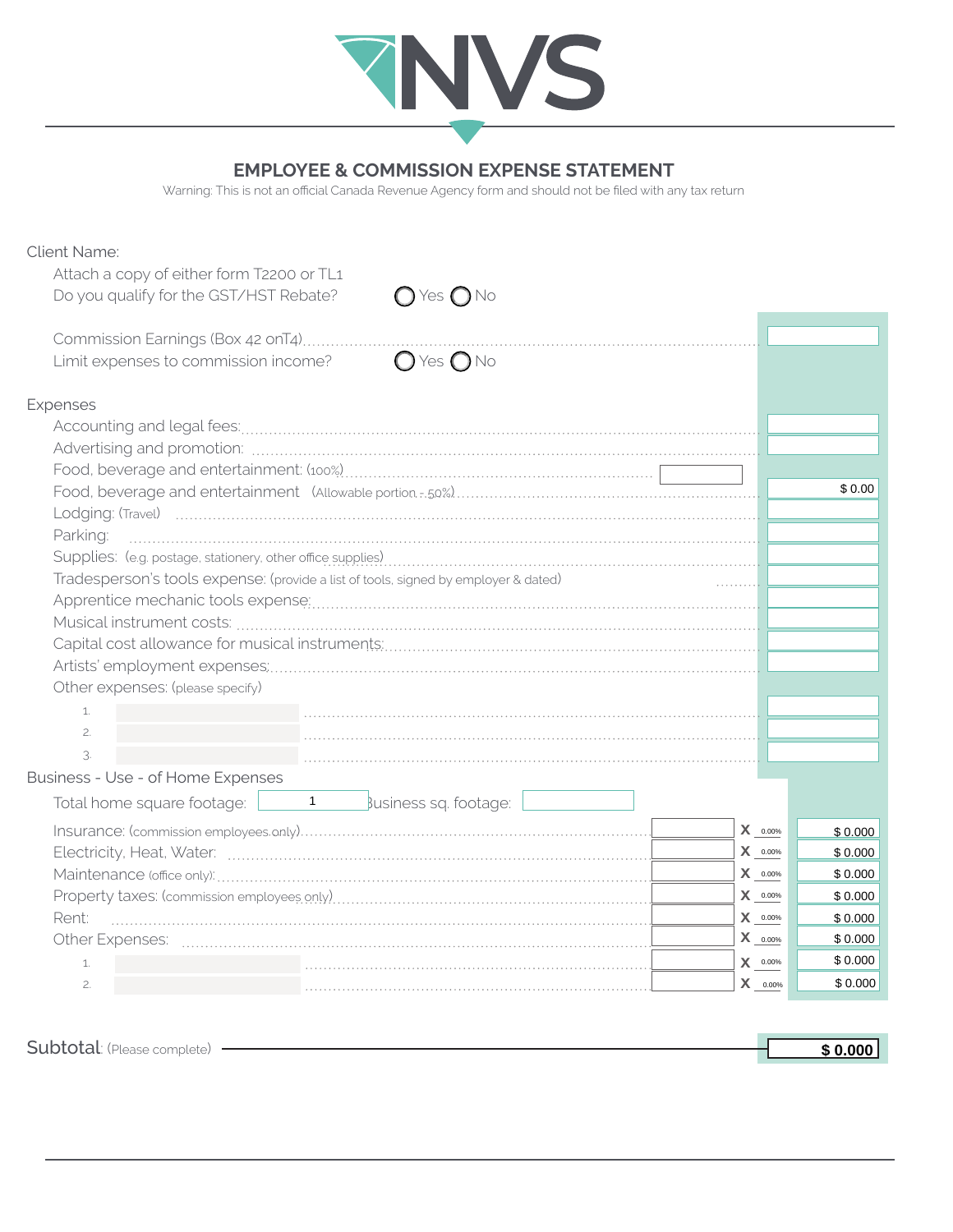NVS

## EMPLOYEE & COMMISSION EXPENSE STATEMENT

Warning: This is not an official Canada Revenue Agency form and should not be filed with any tax return

Client Name:

Attach a copy of either form T2200 or TL1

Do you qualify for the GST/HST Rebate? ○ Yes ○ No

Commission Earnings (Box 42 onT4)

Limit expenses to commission income? ○ Yes ○ No

### Expenses

| Expense | | Amount |
|---|---|---|
| Accounting and legal fees: | | |
| Advertising and promotion: | | |
| Food, beverage and entertainment: (100%) | | |
| Food, beverage and entertainment (Allowable portion - 50%) | | $ 0.00 |
| Lodging: (Travel) | | |
| Parking: | | |
| Supplies: (e.g. postage, stationery, other office supplies) | | |
| Tradesperson's tools expense: (provide a list of tools, signed by employer & dated) | | |
| Apprentice mechanic tools expense: | | |
| Musical instrument costs: | | |
| Capital cost allowance for musical instruments: | | |
| Artists' employment expenses: | | |
| Other expenses: (please specify) | | |
| 1. | | |
| 2. | | |
| 3. | | |

### Business - Use - of Home Expenses

Total home square footage: 1 Business sq. footage:

| Expense | Amount | X | % | Total |
|---|---|---|---|---|
| Insurance: (commission employees only) | | X | 0.00% | $ 0.000 |
| Electricity, Heat, Water: | | X | 0.00% | $ 0.000 |
| Maintenance (office only): | | X | 0.00% | $ 0.000 |
| Property taxes: (commission employees only) | | X | 0.00% | $ 0.000 |
| Rent: | | X | 0.00% | $ 0.000 |
| Other Expenses: | | X | 0.00% | $ 0.000 |
| 1. | | X | 0.00% | $ 0.000 |
| 2. | | X | 0.00% | $ 0.000 |

Subtotal: (Please complete) **$ 0.000**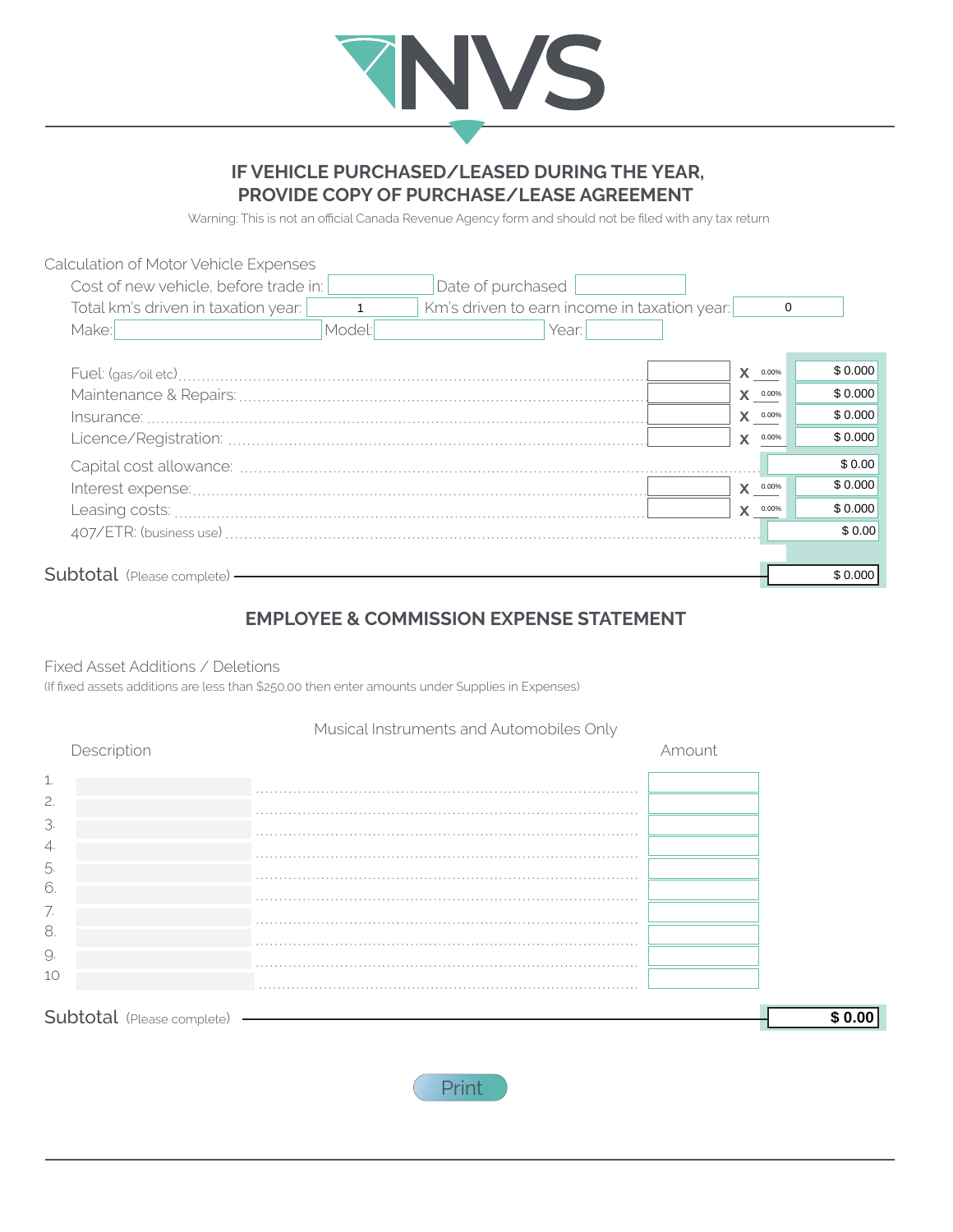NVS

## IF VEHICLE PURCHASED/LEASED DURING THE YEAR, PROVIDE COPY OF PURCHASE/LEASE AGREEMENT

Warning: This is not an official Canada Revenue Agency form and should not be filed with any tax return

Calculation of Motor Vehicle Expenses

Cost of new vehicle, before trade in: ______ Date of purchased ______

Total km's driven in taxation year: 1 Km's driven to earn income in taxation year: 0

Make: ______ Model: ______ Year: ______

| | | | | |
|---|---|---|---|---|
| Fuel: (gas/oil etc) | | X | 0.00% | $ 0.000 |
| Maintenance & Repairs: | | X | 0.00% | $ 0.000 |
| Insurance: | | X | 0.00% | $ 0.000 |
| Licence/Registration: | | X | 0.00% | $ 0.000 |
| Capital cost allowance: | | | | $ 0.00 |
| Interest expense: | | X | 0.00% | $ 0.000 |
| Leasing costs: | | X | 0.00% | $ 0.000 |
| 407/ETR: (business use) | | | | $ 0.00 |

Subtotal (Please complete) $ 0.000

## EMPLOYEE & COMMISSION EXPENSE STATEMENT

Fixed Asset Additions / Deletions

(If fixed assets additions are less than $250.00 then enter amounts under Supplies in Expenses)

Musical Instruments and Automobiles Only

| | Description | Amount |
|---|---|---|
| 1. | | |
| 2. | | |
| 3. | | |
| 4. | | |
| 5. | | |
| 6. | | |
| 7. | | |
| 8. | | |
| 9. | | |
| 10 | | |

Subtotal (Please complete) **$ 0.00**

Print